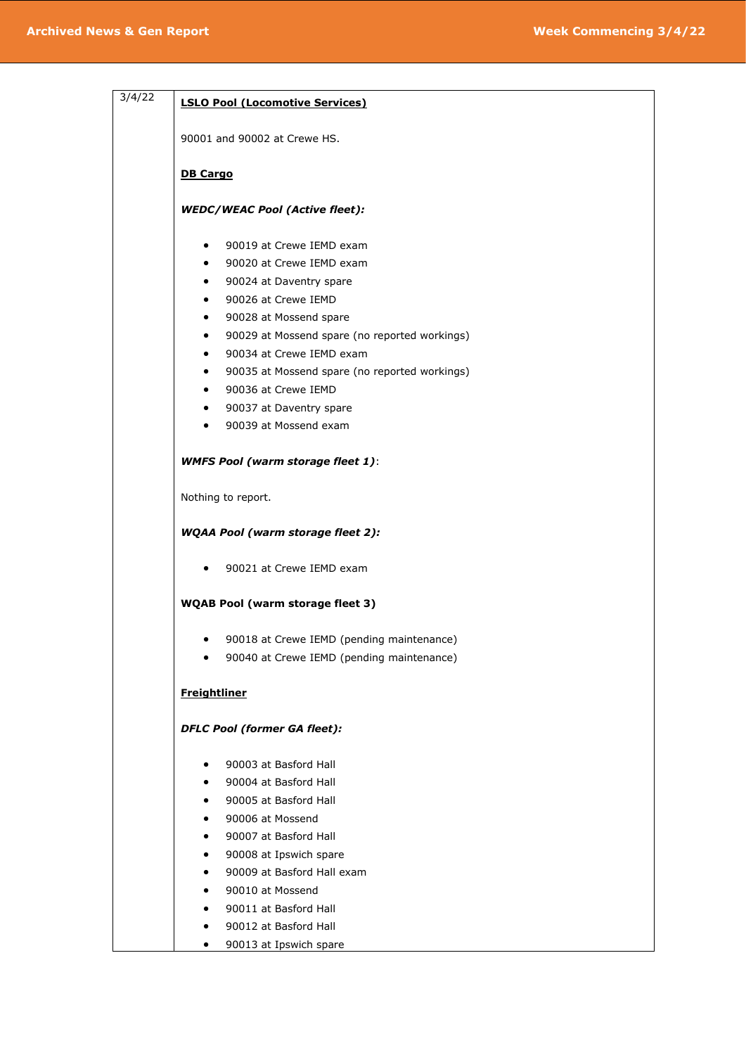| 3/4/22 | **LSLO Pool (Locomotive Services)**<br><br>90001 and 90002 at Crewe HS.<br><br>**DB Cargo**<br><br>***WEDC/WEAC Pool (Active fleet):***<br><br>• 90019 at Crewe IEMD exam<br>• 90020 at Crewe IEMD exam<br>• 90024 at Daventry spare<br>• 90026 at Crewe IEMD<br>• 90028 at Mossend spare<br>• 90029 at Mossend spare (no reported workings)<br>• 90034 at Crewe IEMD exam<br>• 90035 at Mossend spare (no reported workings)<br>• 90036 at Crewe IEMD<br>• 90037 at Daventry spare<br>• 90039 at Mossend exam<br><br>***WMFS Pool (warm storage fleet 1)***:<br><br>Nothing to report.<br><br>***WQAA Pool (warm storage fleet 2):***<br><br>• 90021 at Crewe IEMD exam<br><br>**WQAB Pool (warm storage fleet 3)**<br><br>• 90018 at Crewe IEMD (pending maintenance)<br>• 90040 at Crewe IEMD (pending maintenance)<br><br>**Freightliner**<br><br>***DFLC Pool (former GA fleet):***<br><br>• 90003 at Basford Hall<br>• 90004 at Basford Hall<br>• 90005 at Basford Hall<br>• 90006 at Mossend<br>• 90007 at Basford Hall<br>• 90008 at Ipswich spare<br>• 90009 at Basford Hall exam<br>• 90010 at Mossend<br>• 90011 at Basford Hall<br>• 90012 at Basford Hall<br>• 90013 at Ipswich spare |
|---|---|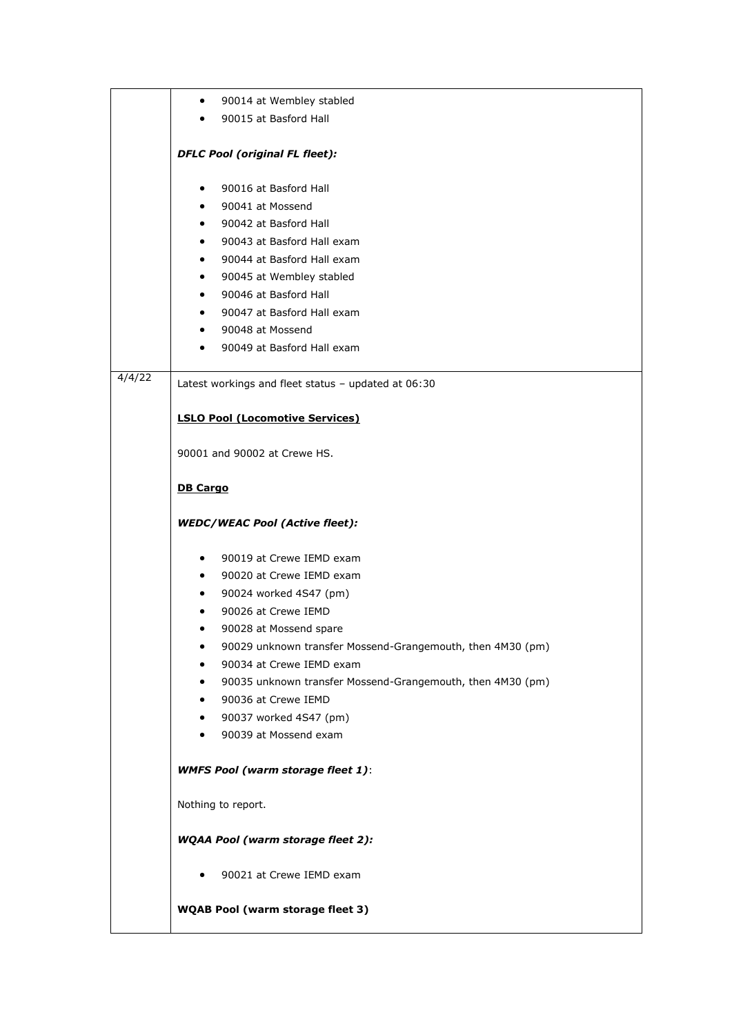| | |
|---|---|
| | • 90014 at Wembley stabled<br>• 90015 at Basford Hall<br><br>***DFLC Pool (original FL fleet):***<br><br>• 90016 at Basford Hall<br>• 90041 at Mossend<br>• 90042 at Basford Hall<br>• 90043 at Basford Hall exam<br>• 90044 at Basford Hall exam<br>• 90045 at Wembley stabled<br>• 90046 at Basford Hall<br>• 90047 at Basford Hall exam<br>• 90048 at Mossend<br>• 90049 at Basford Hall exam |
| 4/4/22 | Latest workings and fleet status – updated at 06:30<br><br>**<u>LSLO Pool (Locomotive Services)</u>**<br><br>90001 and 90002 at Crewe HS.<br><br>**<u>DB Cargo</u>**<br><br>***WEDC/WEAC Pool (Active fleet):***<br><br>• 90019 at Crewe IEMD exam<br>• 90020 at Crewe IEMD exam<br>• 90024 worked 4S47 (pm)<br>• 90026 at Crewe IEMD<br>• 90028 at Mossend spare<br>• 90029 unknown transfer Mossend-Grangemouth, then 4M30 (pm)<br>• 90034 at Crewe IEMD exam<br>• 90035 unknown transfer Mossend-Grangemouth, then 4M30 (pm)<br>• 90036 at Crewe IEMD<br>• 90037 worked 4S47 (pm)<br>• 90039 at Mossend exam<br><br>***WMFS Pool (warm storage fleet 1)***:<br><br>Nothing to report.<br><br>***WQAA Pool (warm storage fleet 2):***<br><br>• 90021 at Crewe IEMD exam<br><br>**WQAB Pool (warm storage fleet 3)** |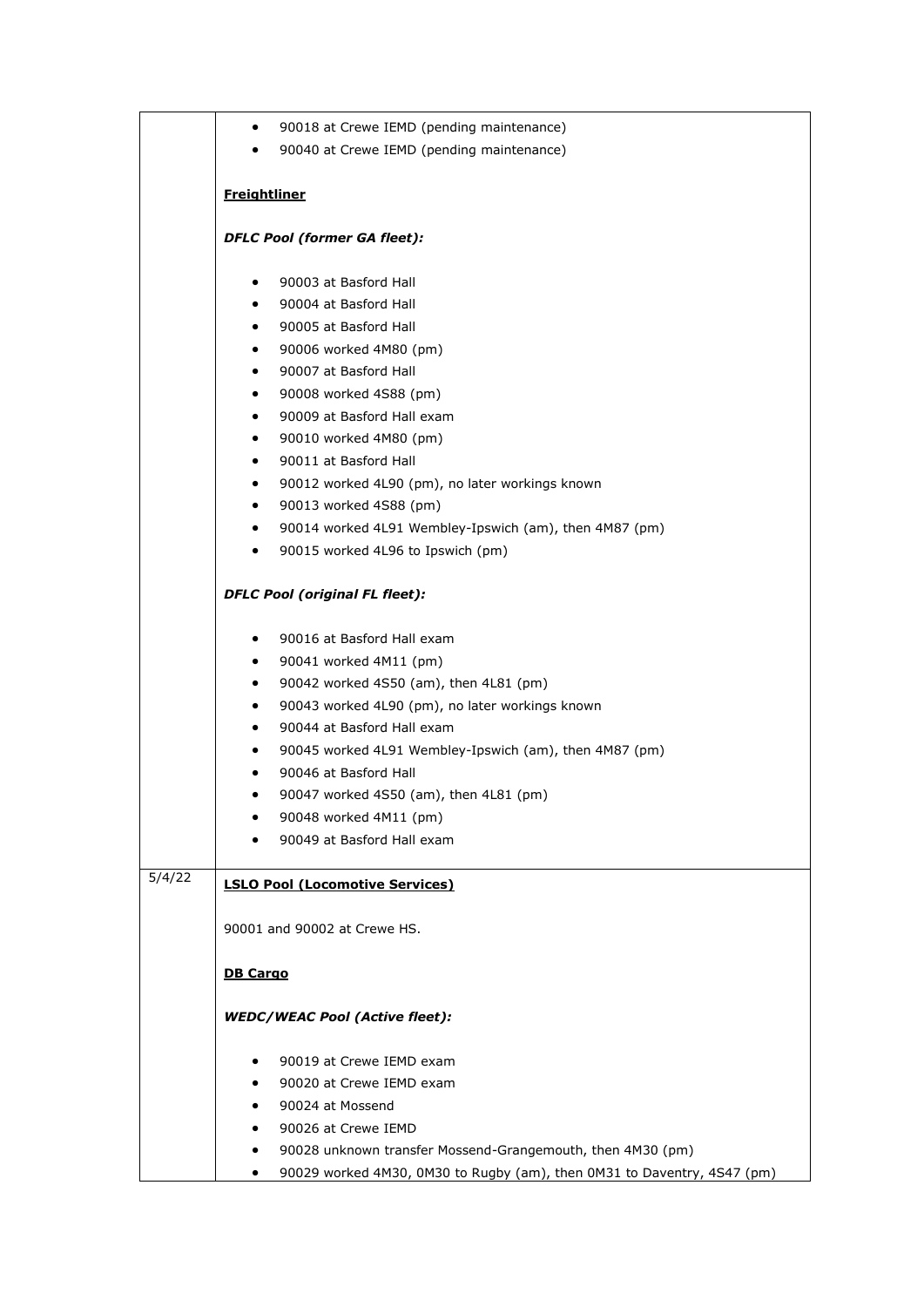| | |
|---|---|
| | - 90018 at Crewe IEMD (pending maintenance)<br>- 90040 at Crewe IEMD (pending maintenance)<br><br>**<u>Freightliner</u>**<br><br>***DFLC Pool (former GA fleet):***<br><br>- 90003 at Basford Hall<br>- 90004 at Basford Hall<br>- 90005 at Basford Hall<br>- 90006 worked 4M80 (pm)<br>- 90007 at Basford Hall<br>- 90008 worked 4S88 (pm)<br>- 90009 at Basford Hall exam<br>- 90010 worked 4M80 (pm)<br>- 90011 at Basford Hall<br>- 90012 worked 4L90 (pm), no later workings known<br>- 90013 worked 4S88 (pm)<br>- 90014 worked 4L91 Wembley-Ipswich (am), then 4M87 (pm)<br>- 90015 worked 4L96 to Ipswich (pm)<br><br>***DFLC Pool (original FL fleet):***<br><br>- 90016 at Basford Hall exam<br>- 90041 worked 4M11 (pm)<br>- 90042 worked 4S50 (am), then 4L81 (pm)<br>- 90043 worked 4L90 (pm), no later workings known<br>- 90044 at Basford Hall exam<br>- 90045 worked 4L91 Wembley-Ipswich (am), then 4M87 (pm)<br>- 90046 at Basford Hall<br>- 90047 worked 4S50 (am), then 4L81 (pm)<br>- 90048 worked 4M11 (pm)<br>- 90049 at Basford Hall exam |
| 5/4/22 | **<u>LSLO Pool (Locomotive Services)</u>**<br><br>90001 and 90002 at Crewe HS.<br><br>**<u>DB Cargo</u>**<br><br>***WEDC/WEAC Pool (Active fleet):***<br><br>- 90019 at Crewe IEMD exam<br>- 90020 at Crewe IEMD exam<br>- 90024 at Mossend<br>- 90026 at Crewe IEMD<br>- 90028 unknown transfer Mossend-Grangemouth, then 4M30 (pm)<br>- 90029 worked 4M30, 0M30 to Rugby (am), then 0M31 to Daventry, 4S47 (pm) |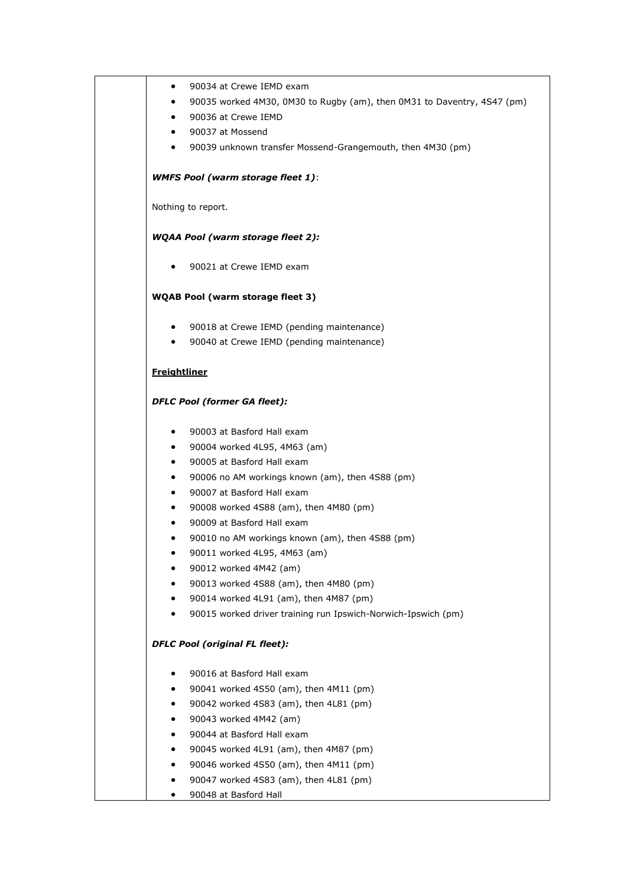- 90034 at Crewe IEMD exam
- 90035 worked 4M30, 0M30 to Rugby (am), then 0M31 to Daventry, 4S47 (pm)
- 90036 at Crewe IEMD
- 90037 at Mossend
- 90039 unknown transfer Mossend-Grangemouth, then 4M30 (pm)

***WMFS Pool (warm storage fleet 1)***:

Nothing to report.

***WQAA Pool (warm storage fleet 2):***

- 90021 at Crewe IEMD exam

**WQAB Pool (warm storage fleet 3)**

- 90018 at Crewe IEMD (pending maintenance)
- 90040 at Crewe IEMD (pending maintenance)

**Freightliner**

***DFLC Pool (former GA fleet):***

- 90003 at Basford Hall exam
- 90004 worked 4L95, 4M63 (am)
- 90005 at Basford Hall exam
- 90006 no AM workings known (am), then 4S88 (pm)
- 90007 at Basford Hall exam
- 90008 worked 4S88 (am), then 4M80 (pm)
- 90009 at Basford Hall exam
- 90010 no AM workings known (am), then 4S88 (pm)
- 90011 worked 4L95, 4M63 (am)
- 90012 worked 4M42 (am)
- 90013 worked 4S88 (am), then 4M80 (pm)
- 90014 worked 4L91 (am), then 4M87 (pm)
- 90015 worked driver training run Ipswich-Norwich-Ipswich (pm)

***DFLC Pool (original FL fleet):***

- 90016 at Basford Hall exam
- 90041 worked 4S50 (am), then 4M11 (pm)
- 90042 worked 4S83 (am), then 4L81 (pm)
- 90043 worked 4M42 (am)
- 90044 at Basford Hall exam
- 90045 worked 4L91 (am), then 4M87 (pm)
- 90046 worked 4S50 (am), then 4M11 (pm)
- 90047 worked 4S83 (am), then 4L81 (pm)
- 90048 at Basford Hall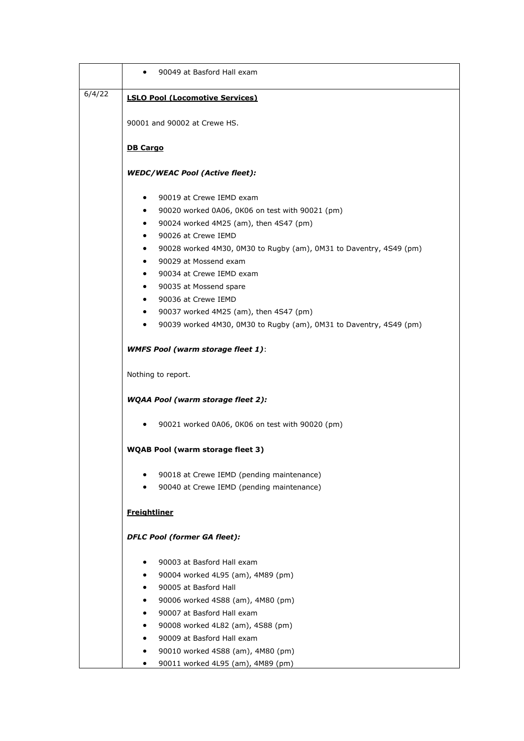| | |
|---|---|
| | • 90049 at Basford Hall exam |
| 6/4/22 | **LSLO Pool (Locomotive Services)**<br><br>90001 and 90002 at Crewe HS.<br><br>**DB Cargo**<br><br>***WEDC/WEAC Pool (Active fleet):***<br><br>• 90019 at Crewe IEMD exam<br>• 90020 worked 0A06, 0K06 on test with 90021 (pm)<br>• 90024 worked 4M25 (am), then 4S47 (pm)<br>• 90026 at Crewe IEMD<br>• 90028 worked 4M30, 0M30 to Rugby (am), 0M31 to Daventry, 4S49 (pm)<br>• 90029 at Mossend exam<br>• 90034 at Crewe IEMD exam<br>• 90035 at Mossend spare<br>• 90036 at Crewe IEMD<br>• 90037 worked 4M25 (am), then 4S47 (pm)<br>• 90039 worked 4M30, 0M30 to Rugby (am), 0M31 to Daventry, 4S49 (pm)<br><br>***WMFS Pool (warm storage fleet 1)***:<br><br>Nothing to report.<br><br>***WQAA Pool (warm storage fleet 2):***<br><br>• 90021 worked 0A06, 0K06 on test with 90020 (pm)<br><br>**WQAB Pool (warm storage fleet 3)**<br><br>• 90018 at Crewe IEMD (pending maintenance)<br>• 90040 at Crewe IEMD (pending maintenance)<br><br>**Freightliner**<br><br>***DFLC Pool (former GA fleet):***<br><br>• 90003 at Basford Hall exam<br>• 90004 worked 4L95 (am), 4M89 (pm)<br>• 90005 at Basford Hall<br>• 90006 worked 4S88 (am), 4M80 (pm)<br>• 90007 at Basford Hall exam<br>• 90008 worked 4L82 (am), 4S88 (pm)<br>• 90009 at Basford Hall exam<br>• 90010 worked 4S88 (am), 4M80 (pm)<br>• 90011 worked 4L95 (am), 4M89 (pm) |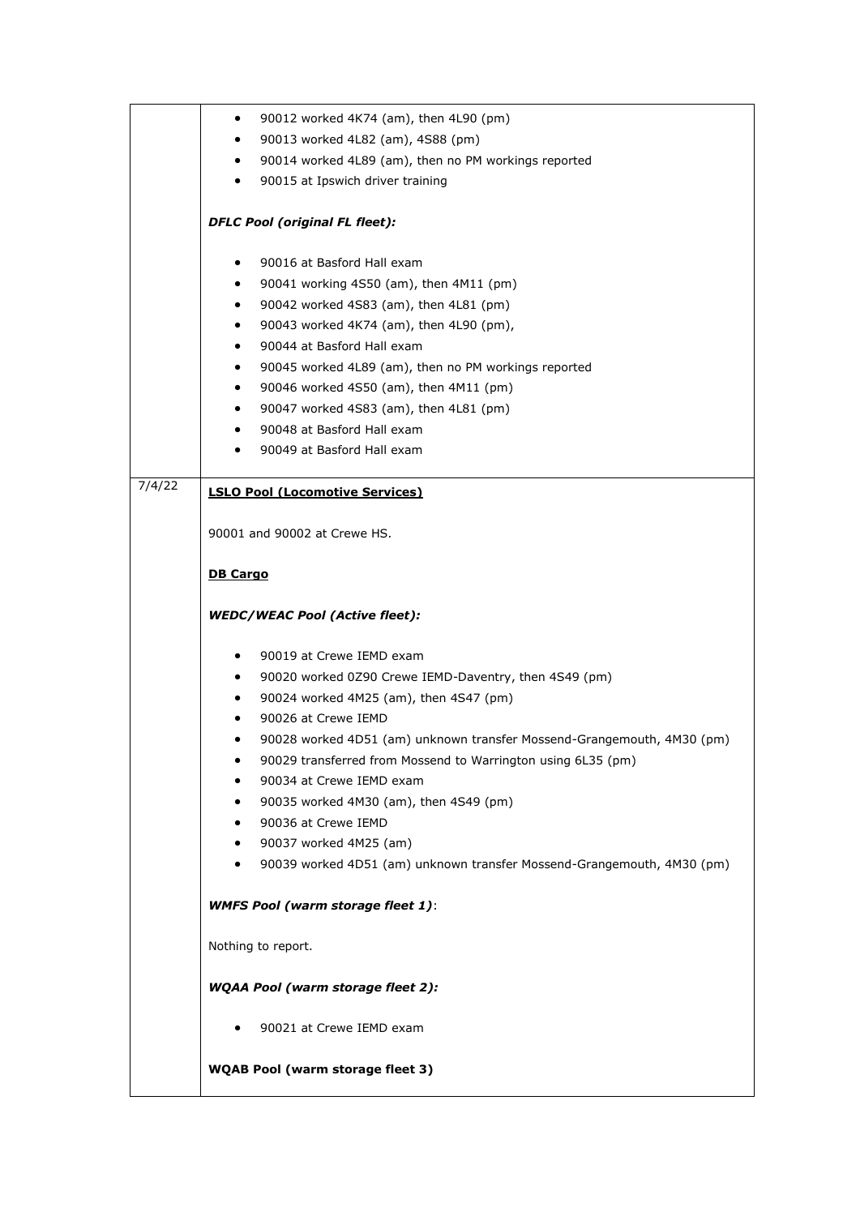| | |
|---|---|
| | • 90012 worked 4K74 (am), then 4L90 (pm)<br>• 90013 worked 4L82 (am), 4S88 (pm)<br>• 90014 worked 4L89 (am), then no PM workings reported<br>• 90015 at Ipswich driver training<br><br>***DFLC Pool (original FL fleet):***<br><br>• 90016 at Basford Hall exam<br>• 90041 working 4S50 (am), then 4M11 (pm)<br>• 90042 worked 4S83 (am), then 4L81 (pm)<br>• 90043 worked 4K74 (am), then 4L90 (pm),<br>• 90044 at Basford Hall exam<br>• 90045 worked 4L89 (am), then no PM workings reported<br>• 90046 worked 4S50 (am), then 4M11 (pm)<br>• 90047 worked 4S83 (am), then 4L81 (pm)<br>• 90048 at Basford Hall exam<br>• 90049 at Basford Hall exam |
| 7/4/22 | **LSLO Pool (Locomotive Services)**<br><br>90001 and 90002 at Crewe HS.<br><br>**DB Cargo**<br><br>***WEDC/WEAC Pool (Active fleet):***<br><br>• 90019 at Crewe IEMD exam<br>• 90020 worked 0Z90 Crewe IEMD-Daventry, then 4S49 (pm)<br>• 90024 worked 4M25 (am), then 4S47 (pm)<br>• 90026 at Crewe IEMD<br>• 90028 worked 4D51 (am) unknown transfer Mossend-Grangemouth, 4M30 (pm)<br>• 90029 transferred from Mossend to Warrington using 6L35 (pm)<br>• 90034 at Crewe IEMD exam<br>• 90035 worked 4M30 (am), then 4S49 (pm)<br>• 90036 at Crewe IEMD<br>• 90037 worked 4M25 (am)<br>• 90039 worked 4D51 (am) unknown transfer Mossend-Grangemouth, 4M30 (pm)<br><br>***WMFS Pool (warm storage fleet 1)***:<br><br>Nothing to report.<br><br>***WQAA Pool (warm storage fleet 2):***<br><br>• 90021 at Crewe IEMD exam<br><br>**WQAB Pool (warm storage fleet 3)** |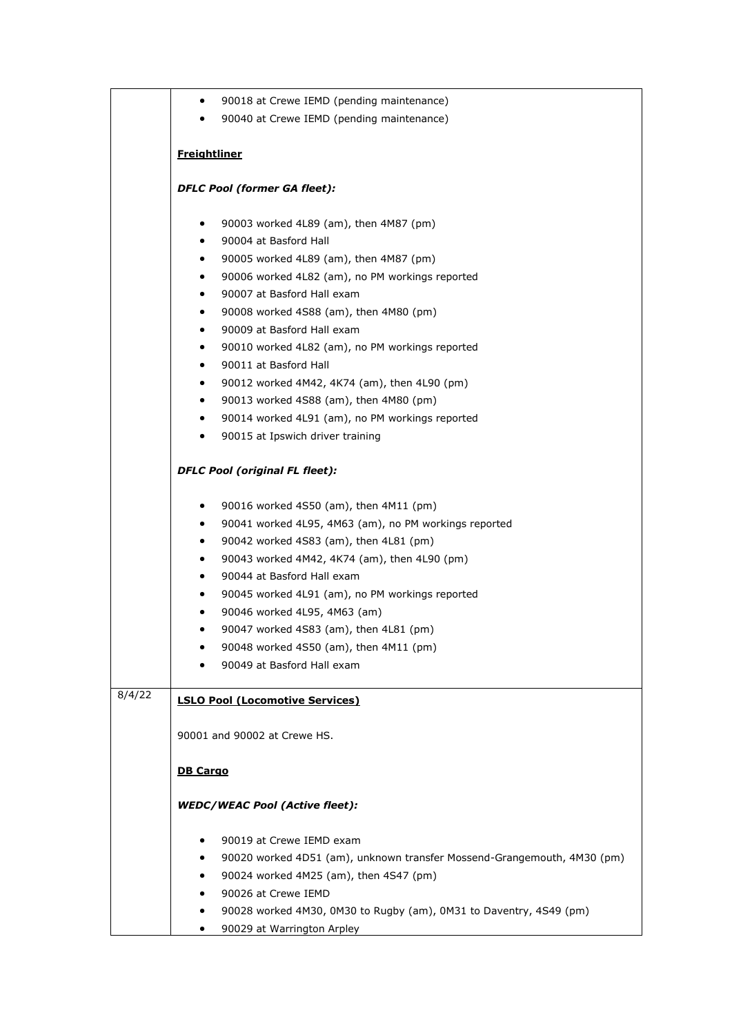| | |
|---|---|
| | • 90018 at Crewe IEMD (pending maintenance)<br>• 90040 at Crewe IEMD (pending maintenance)<br><br>**Freightliner**<br><br>***DFLC Pool (former GA fleet):***<br><br>• 90003 worked 4L89 (am), then 4M87 (pm)<br>• 90004 at Basford Hall<br>• 90005 worked 4L89 (am), then 4M87 (pm)<br>• 90006 worked 4L82 (am), no PM workings reported<br>• 90007 at Basford Hall exam<br>• 90008 worked 4S88 (am), then 4M80 (pm)<br>• 90009 at Basford Hall exam<br>• 90010 worked 4L82 (am), no PM workings reported<br>• 90011 at Basford Hall<br>• 90012 worked 4M42, 4K74 (am), then 4L90 (pm)<br>• 90013 worked 4S88 (am), then 4M80 (pm)<br>• 90014 worked 4L91 (am), no PM workings reported<br>• 90015 at Ipswich driver training<br><br>***DFLC Pool (original FL fleet):***<br><br>• 90016 worked 4S50 (am), then 4M11 (pm)<br>• 90041 worked 4L95, 4M63 (am), no PM workings reported<br>• 90042 worked 4S83 (am), then 4L81 (pm)<br>• 90043 worked 4M42, 4K74 (am), then 4L90 (pm)<br>• 90044 at Basford Hall exam<br>• 90045 worked 4L91 (am), no PM workings reported<br>• 90046 worked 4L95, 4M63 (am)<br>• 90047 worked 4S83 (am), then 4L81 (pm)<br>• 90048 worked 4S50 (am), then 4M11 (pm)<br>• 90049 at Basford Hall exam |
| 8/4/22 | **LSLO Pool (Locomotive Services)**<br><br>90001 and 90002 at Crewe HS.<br><br>**DB Cargo**<br><br>***WEDC/WEAC Pool (Active fleet):***<br><br>• 90019 at Crewe IEMD exam<br>• 90020 worked 4D51 (am), unknown transfer Mossend-Grangemouth, 4M30 (pm)<br>• 90024 worked 4M25 (am), then 4S47 (pm)<br>• 90026 at Crewe IEMD<br>• 90028 worked 4M30, 0M30 to Rugby (am), 0M31 to Daventry, 4S49 (pm)<br>• 90029 at Warrington Arpley |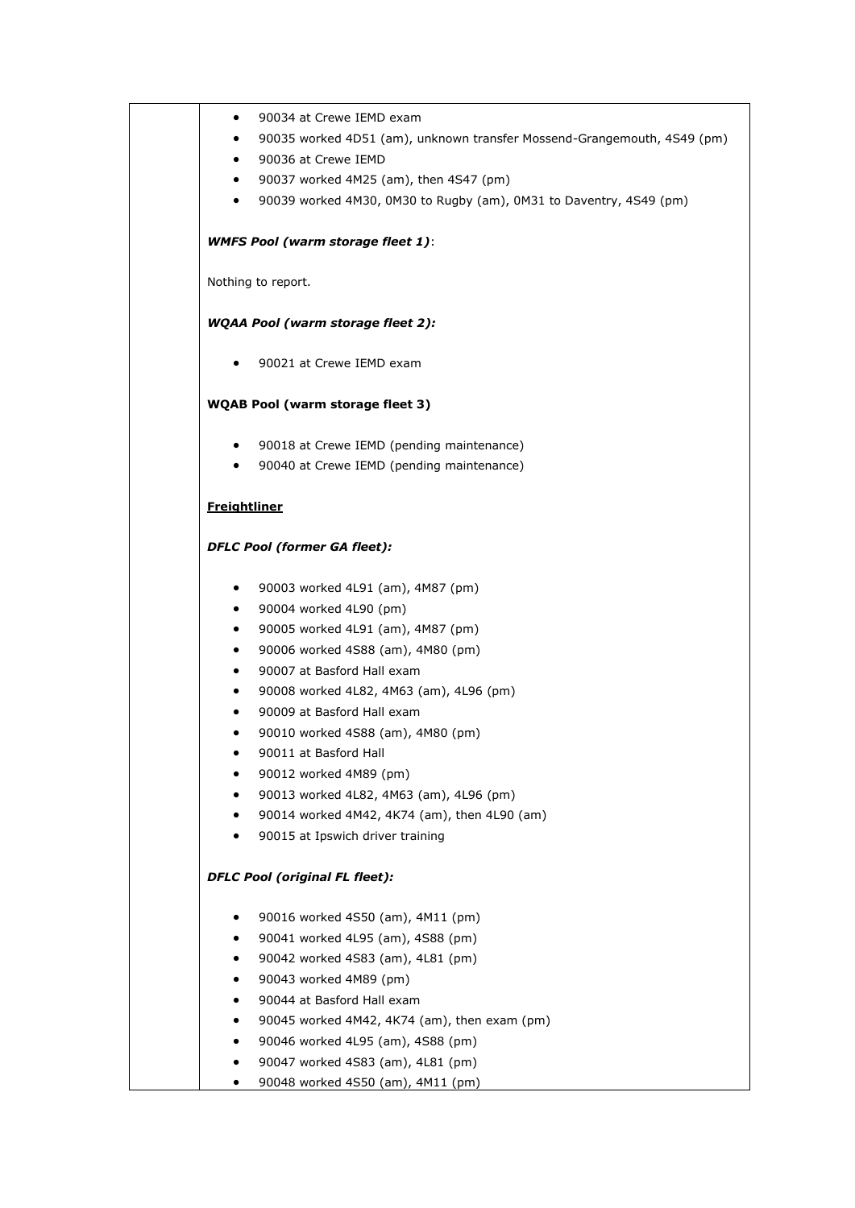- 90034 at Crewe IEMD exam
- 90035 worked 4D51 (am), unknown transfer Mossend-Grangemouth, 4S49 (pm)
- 90036 at Crewe IEMD
- 90037 worked 4M25 (am), then 4S47 (pm)
- 90039 worked 4M30, 0M30 to Rugby (am), 0M31 to Daventry, 4S49 (pm)

***WMFS Pool (warm storage fleet 1)***:

Nothing to report.

***WQAA Pool (warm storage fleet 2):***

- 90021 at Crewe IEMD exam

**WQAB Pool (warm storage fleet 3)**

- 90018 at Crewe IEMD (pending maintenance)
- 90040 at Crewe IEMD (pending maintenance)

**Freightliner**

***DFLC Pool (former GA fleet):***

- 90003 worked 4L91 (am), 4M87 (pm)
- 90004 worked 4L90 (pm)
- 90005 worked 4L91 (am), 4M87 (pm)
- 90006 worked 4S88 (am), 4M80 (pm)
- 90007 at Basford Hall exam
- 90008 worked 4L82, 4M63 (am), 4L96 (pm)
- 90009 at Basford Hall exam
- 90010 worked 4S88 (am), 4M80 (pm)
- 90011 at Basford Hall
- 90012 worked 4M89 (pm)
- 90013 worked 4L82, 4M63 (am), 4L96 (pm)
- 90014 worked 4M42, 4K74 (am), then 4L90 (am)
- 90015 at Ipswich driver training

***DFLC Pool (original FL fleet):***

- 90016 worked 4S50 (am), 4M11 (pm)
- 90041 worked 4L95 (am), 4S88 (pm)
- 90042 worked 4S83 (am), 4L81 (pm)
- 90043 worked 4M89 (pm)
- 90044 at Basford Hall exam
- 90045 worked 4M42, 4K74 (am), then exam (pm)
- 90046 worked 4L95 (am), 4S88 (pm)
- 90047 worked 4S83 (am), 4L81 (pm)
- 90048 worked 4S50 (am), 4M11 (pm)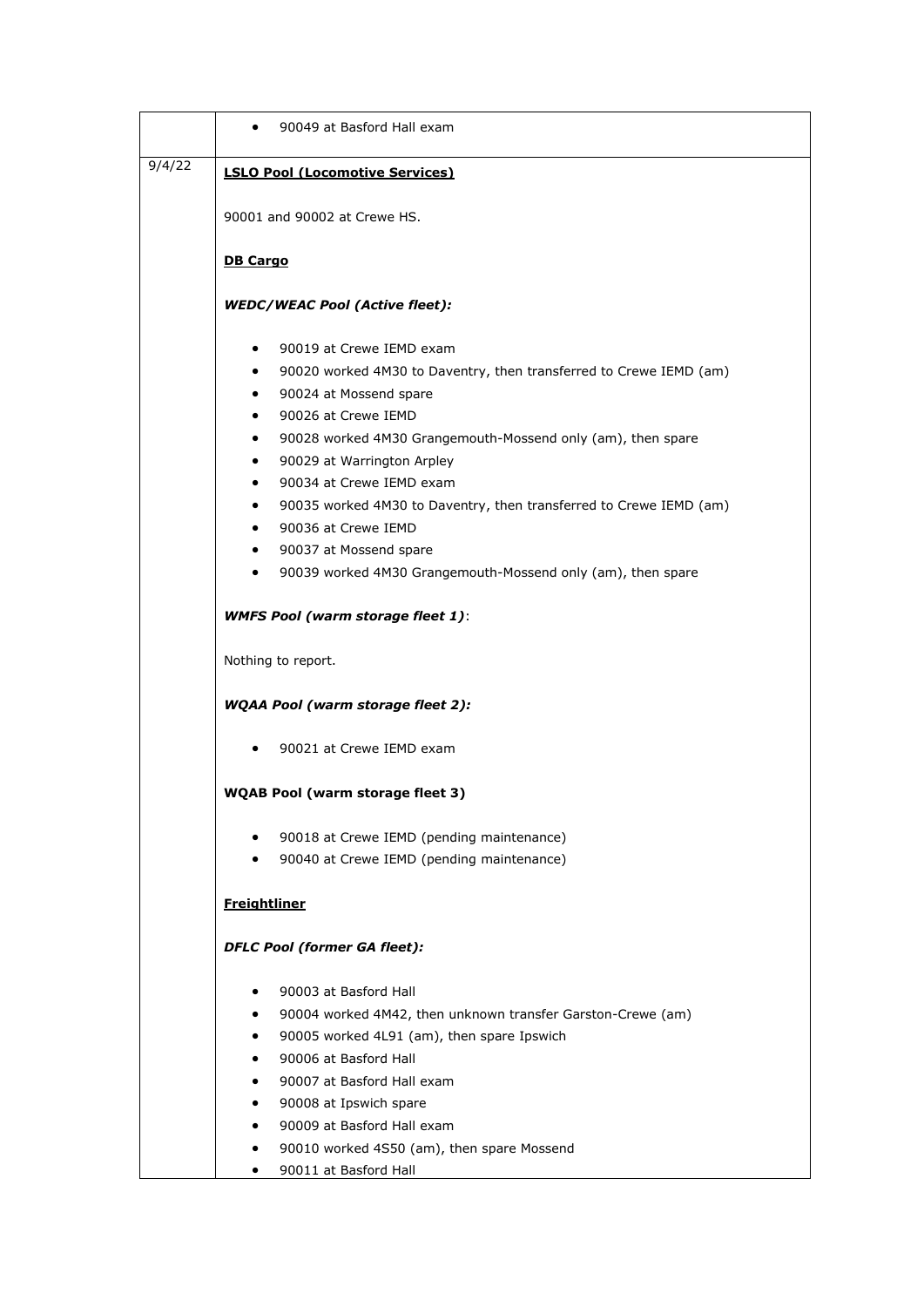| | |
|---|---|
| | • 90049 at Basford Hall exam |
| 9/4/22 | **LSLO Pool (Locomotive Services)**<br><br>90001 and 90002 at Crewe HS.<br><br>**DB Cargo**<br><br>***WEDC/WEAC Pool (Active fleet):***<br><br>• 90019 at Crewe IEMD exam<br>• 90020 worked 4M30 to Daventry, then transferred to Crewe IEMD (am)<br>• 90024 at Mossend spare<br>• 90026 at Crewe IEMD<br>• 90028 worked 4M30 Grangemouth-Mossend only (am), then spare<br>• 90029 at Warrington Arpley<br>• 90034 at Crewe IEMD exam<br>• 90035 worked 4M30 to Daventry, then transferred to Crewe IEMD (am)<br>• 90036 at Crewe IEMD<br>• 90037 at Mossend spare<br>• 90039 worked 4M30 Grangemouth-Mossend only (am), then spare<br><br>***WMFS Pool (warm storage fleet 1)***:<br><br>Nothing to report.<br><br>***WQAA Pool (warm storage fleet 2):***<br><br>• 90021 at Crewe IEMD exam<br><br>**WQAB Pool (warm storage fleet 3)**<br><br>• 90018 at Crewe IEMD (pending maintenance)<br>• 90040 at Crewe IEMD (pending maintenance)<br><br>**Freightliner**<br><br>***DFLC Pool (former GA fleet):***<br><br>• 90003 at Basford Hall<br>• 90004 worked 4M42, then unknown transfer Garston-Crewe (am)<br>• 90005 worked 4L91 (am), then spare Ipswich<br>• 90006 at Basford Hall<br>• 90007 at Basford Hall exam<br>• 90008 at Ipswich spare<br>• 90009 at Basford Hall exam<br>• 90010 worked 4S50 (am), then spare Mossend<br>• 90011 at Basford Hall |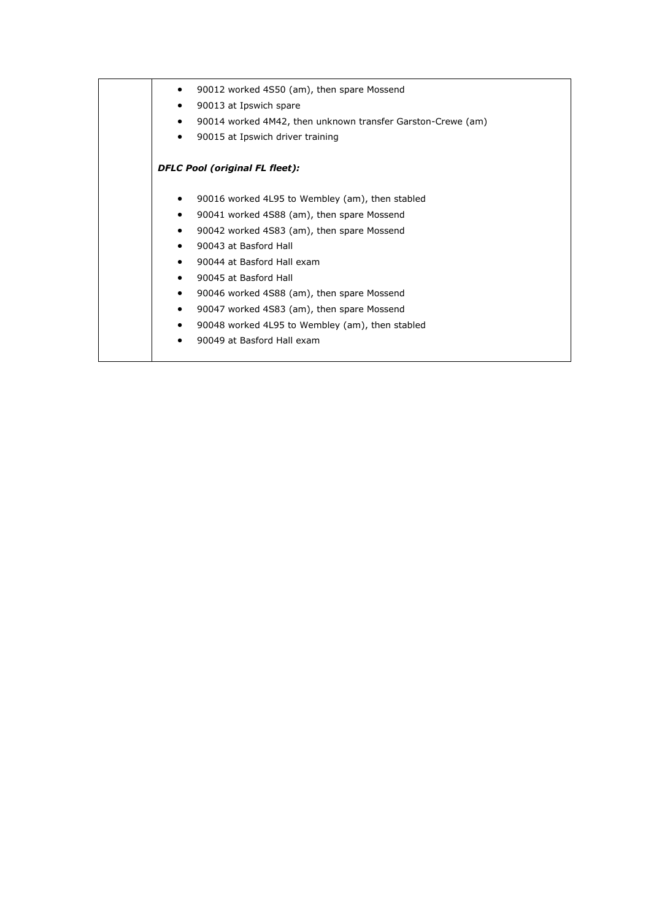- 90012 worked 4S50 (am), then spare Mossend
- 90013 at Ipswich spare
- 90014 worked 4M42, then unknown transfer Garston-Crewe (am)
- 90015 at Ipswich driver training

***DFLC Pool (original FL fleet):***

- 90016 worked 4L95 to Wembley (am), then stabled
- 90041 worked 4S88 (am), then spare Mossend
- 90042 worked 4S83 (am), then spare Mossend
- 90043 at Basford Hall
- 90044 at Basford Hall exam
- 90045 at Basford Hall
- 90046 worked 4S88 (am), then spare Mossend
- 90047 worked 4S83 (am), then spare Mossend
- 90048 worked 4L95 to Wembley (am), then stabled
- 90049 at Basford Hall exam